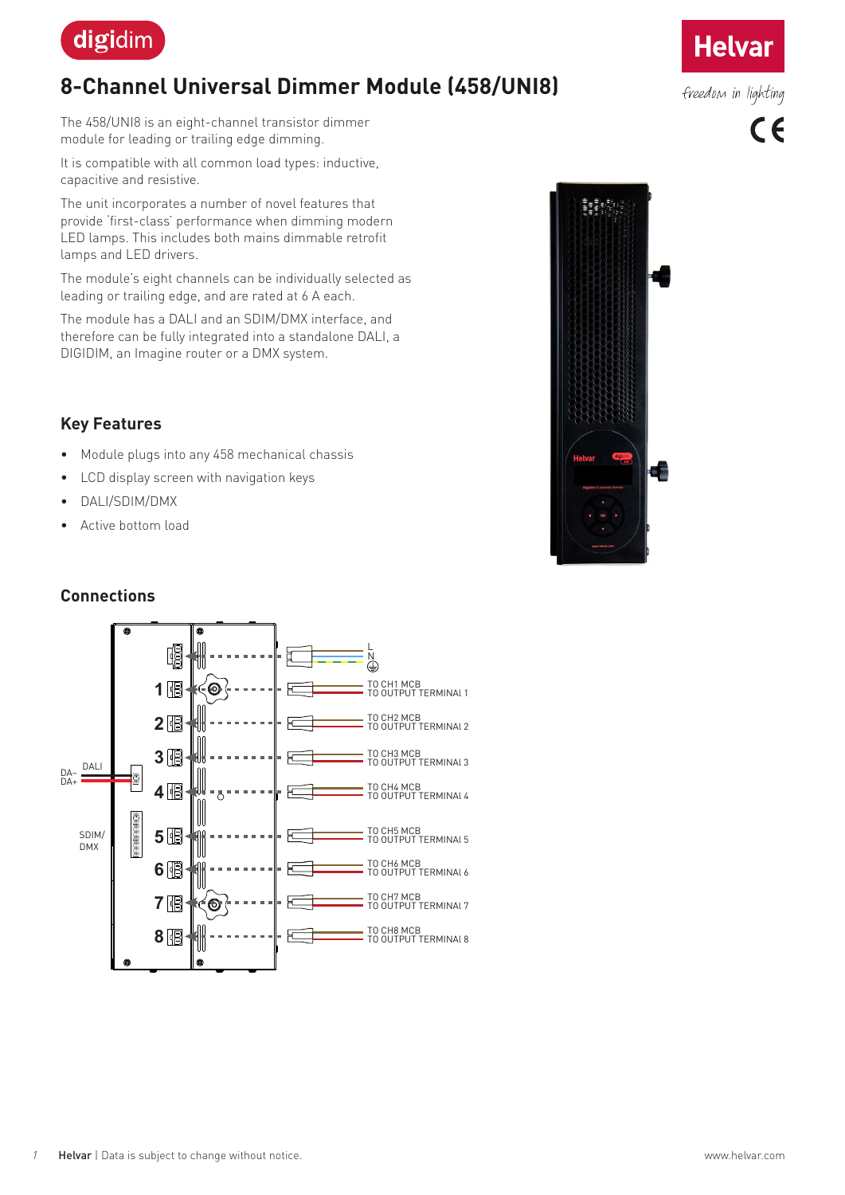digidim

# 8-Channel Universal Dimmer Module (458/UNI8)

Helvar

freedom in lighting

The 458/UNI8 is an eight-channel transistor dimmer module for leading or trailing edge dimming.

It is compatible with all common load types: inductive, capacitive and resistive.

The unit incorporates a number of novel features that provide 'first-class' performance when dimming modern LED lamps. This includes both mains dimmable retrofit lamps and LED drivers.

The module's eight channels can be individually selected as leading or trailing edge, and are rated at 6 A each.

The module has a DALI and an SDIM/DMX interface, and therefore can be fully integrated into a standalone DALI, a DIGIDIM, an Imagine router or a DMX system.

## Key Features

- Module plugs into any 458 mechanical chassis
- LCD display screen with navigation keys
- DALI/SDIM/DMX
- Active bottom load

## Connections

L
N

DA–
DA+
DALI

SDIM/
DMX

1 TO CH1 MCB
TO OUTPUT TERMINAL 1

2 TO CH2 MCB
TO OUTPUT TERMINAL 2

3 TO CH3 MCB
TO OUTPUT TERMINAL 3

4 TO CH4 MCB
TO OUTPUT TERMINAL 4

5 TO CH5 MCB
TO OUTPUT TERMINAL 5

6 TO CH6 MCB
TO OUTPUT TERMINAL 6

7 TO CH7 MCB
TO OUTPUT TERMINAL 7

8 TO CH8 MCB
TO OUTPUT TERMINAL 8

**Helvar** | Data is subject to change without notice.

www.helvar.com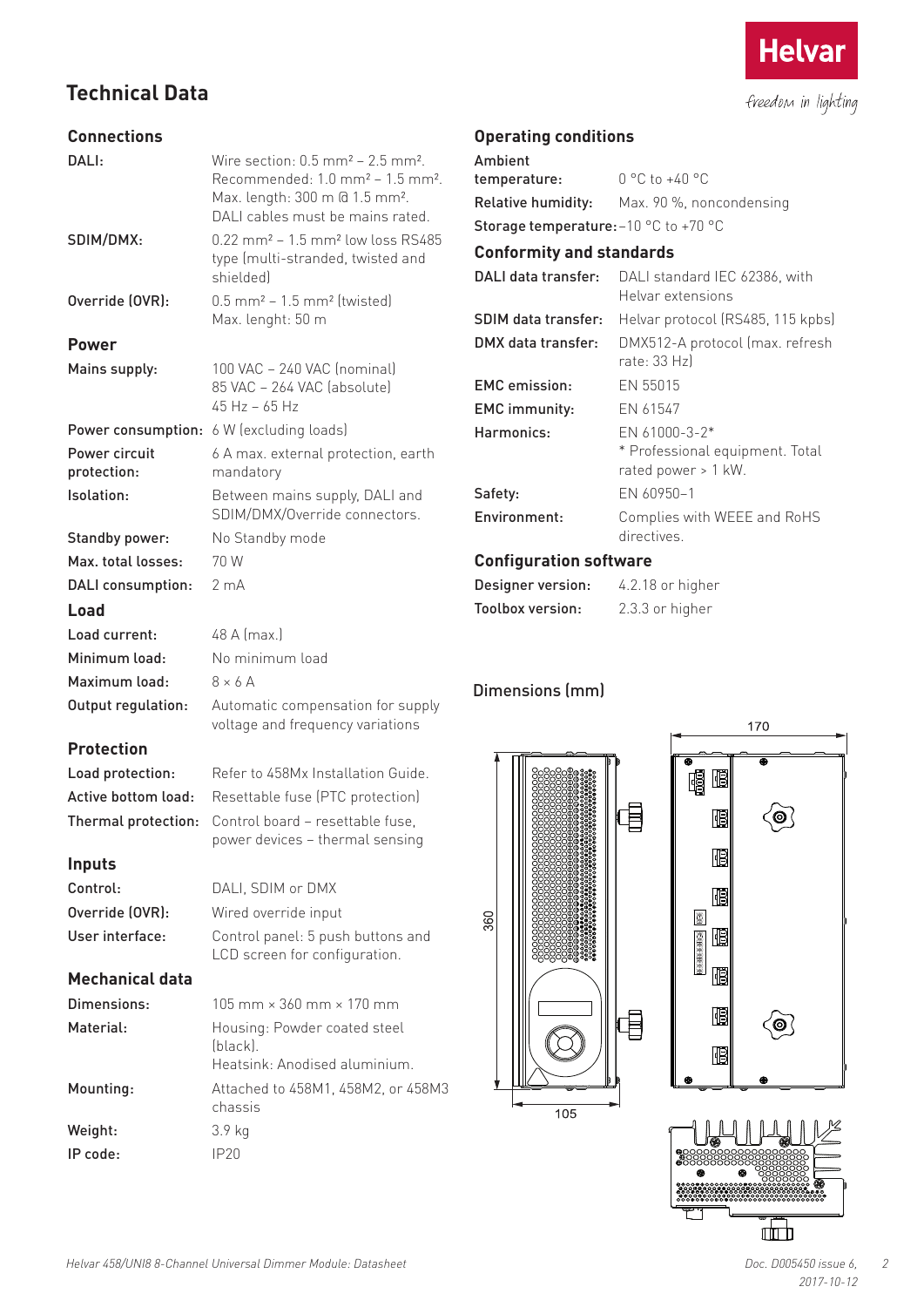# Technical Data

## Connections

| | |
|---|---|
| DALI: | Wire section: 0.5 mm² – 2.5 mm². Recommended: 1.0 mm² – 1.5 mm². Max. length: 300 m @ 1.5 mm². DALI cables must be mains rated. |
| SDIM/DMX: | 0.22 mm² – 1.5 mm² low loss RS485 type (multi-stranded, twisted and shielded) |
| Override (OVR): | 0.5 mm² – 1.5 mm² (twisted) Max. lenght: 50 m |

## Power

| | |
|---|---|
| Mains supply: | 100 VAC – 240 VAC (nominal) 85 VAC – 264 VAC (absolute) 45 Hz – 65 Hz |
| Power consumption: | 6 W (excluding loads) |
| Power circuit protection: | 6 A max. external protection, earth mandatory |
| Isolation: | Between mains supply, DALI and SDIM/DMX/Override connectors. |
| Standby power: | No Standby mode |
| Max. total losses: | 70 W |
| DALI consumption: | 2 mA |

## Load

| | |
|---|---|
| Load current: | 48 A (max.) |
| Minimum load: | No minimum load |
| Maximum load: | 8 × 6 A |
| Output regulation: | Automatic compensation for supply voltage and frequency variations |

## Protection

| | |
|---|---|
| Load protection: | Refer to 458Mx Installation Guide. |
| Active bottom load: | Resettable fuse (PTC protection) |
| Thermal protection: | Control board – resettable fuse, power devices – thermal sensing |

## Inputs

| | |
|---|---|
| Control: | DALI, SDIM or DMX |
| Override (OVR): | Wired override input |
| User interface: | Control panel: 5 push buttons and LCD screen for configuration. |

## Mechanical data

| | |
|---|---|
| Dimensions: | 105 mm × 360 mm × 170 mm |
| Material: | Housing: Powder coated steel (black). Heatsink: Anodised aluminium. |
| Mounting: | Attached to 458M1, 458M2, or 458M3 chassis |
| Weight: | 3.9 kg |
| IP code: | IP20 |

## Operating conditions

| | |
|---|---|
| Ambient temperature: | 0 °C to +40 °C |
| Relative humidity: | Max. 90 %, noncondensing |
| Storage temperature: | –10 °C to +70 °C |

## Conformity and standards

| | |
|---|---|
| DALI data transfer: | DALI standard IEC 62386, with Helvar extensions |
| SDIM data transfer: | Helvar protocol (RS485, 115 kpbs) |
| DMX data transfer: | DMX512-A protocol (max. refresh rate: 33 Hz) |
| EMC emission: | EN 55015 |
| EMC immunity: | EN 61547 |
| Harmonics: | EN 61000-3-2* * Professional equipment. Total rated power > 1 kW. |
| Safety: | EN 60950–1 |
| Environment: | Complies with WEEE and RoHS directives. |

## Configuration software

| | |
|---|---|
| Designer version: | 4.2.18 or higher |
| Toolbox version: | 2.3.3 or higher |

## Dimensions (mm)

170

360

105